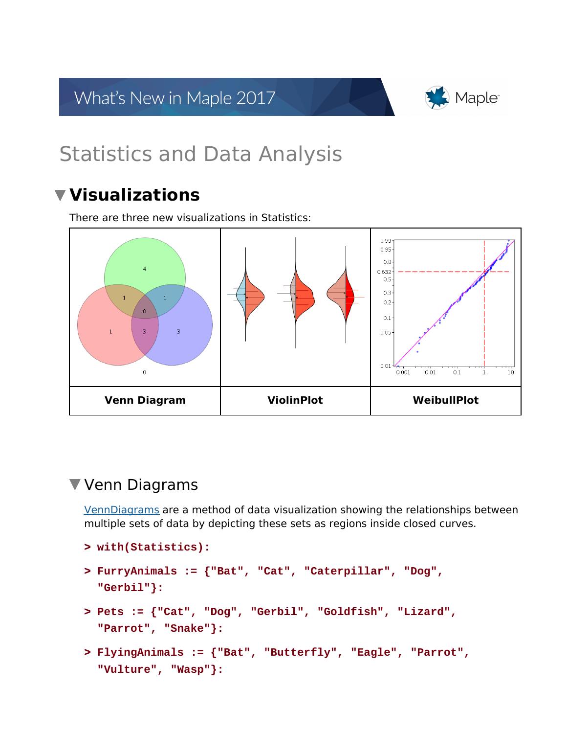# Statistics and Data Analysis

## Visualizations

There are three new visualizations in Statistics:

| Venn Diagram | ViolinPlot | WeibullPlot |
|---|---|---|

### Venn Diagrams

VennDiagrams are a method of data visualization showing the relationships between multiple sets of data by depicting these sets as regions inside closed curves.

```
> with(Statistics):
```

```
> FurryAnimals := {"Bat", "Cat", "Caterpillar", "Dog", "Gerbil"}:
```

```
> Pets := {"Cat", "Dog", "Gerbil", "Goldfish", "Lizard", "Parrot", "Snake"}:
```

```
> FlyingAnimals := {"Bat", "Butterfly", "Eagle", "Parrot", "Vulture", "Wasp"}:
```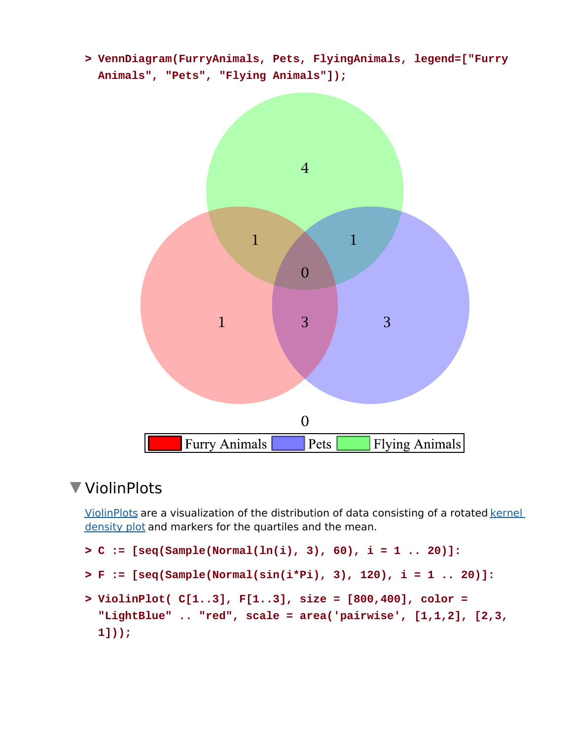```
> VennDiagram(FurryAnimals, Pets, FlyingAnimals, legend=["Furry Animals", "Pets", "Flying Animals"]);
```

## ViolinPlots

[ViolinPlots](ViolinPlots) are a visualization of the distribution of data consisting of a rotated [kernel density plot](kernel density plot) and markers for the quartiles and the mean.

```
> C := [seq(Sample(Normal(ln(i), 3), 60), i = 1 .. 20)]:
```

```
> F := [seq(Sample(Normal(sin(i*Pi), 3), 120), i = 1 .. 20)]:
```

```
> ViolinPlot( C[1..3], F[1..3], size = [800,400], color = "LightBlue" .. "red", scale = area('pairwise', [1,1,2], [2,3, 1]));
```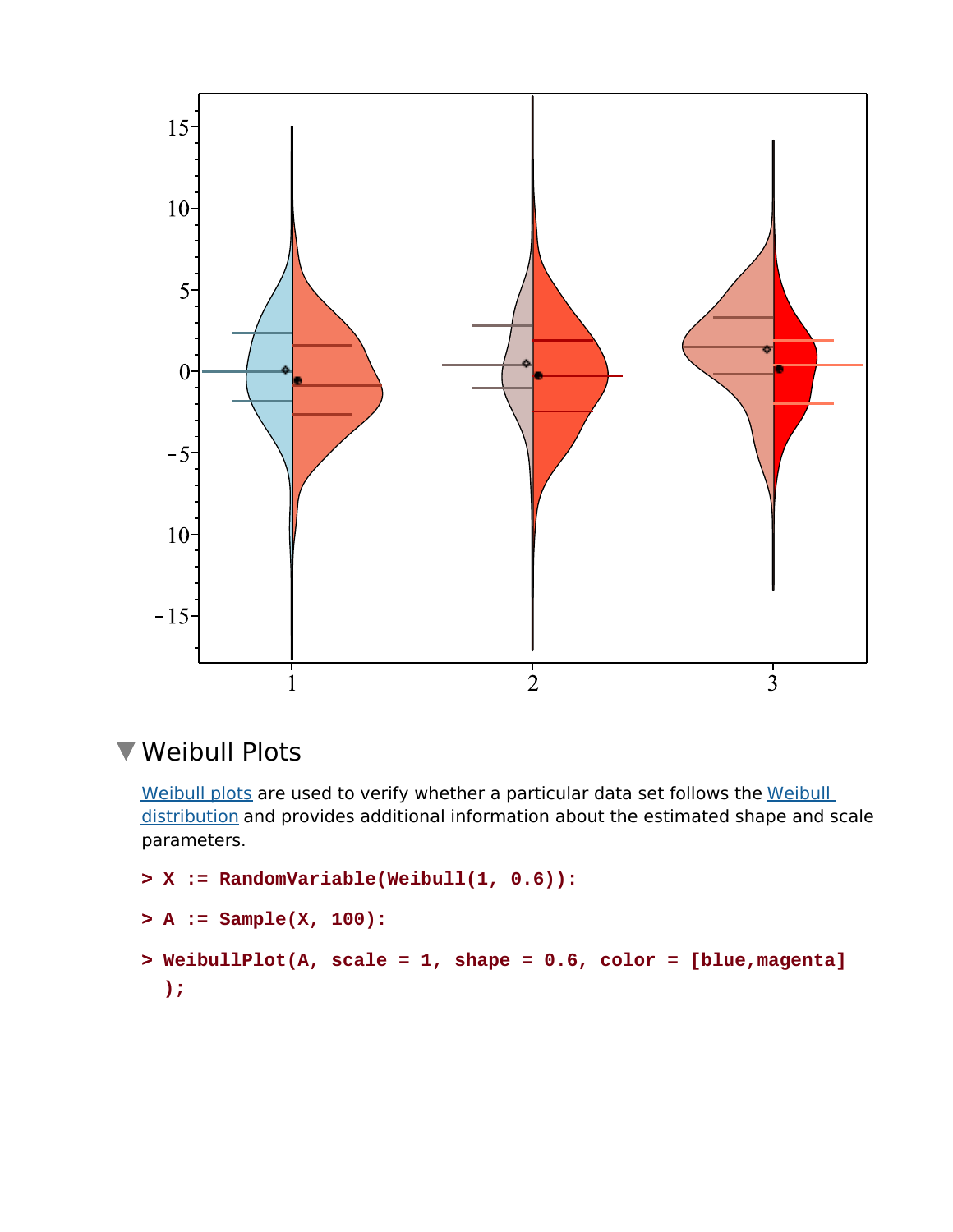## Weibull Plots

Weibull plots are used to verify whether a particular data set follows the Weibull distribution and provides additional information about the estimated shape and scale parameters.

```
> X := RandomVariable(Weibull(1, 0.6)):
> A := Sample(X, 100):
> WeibullPlot(A, scale = 1, shape = 0.6, color = [blue,magenta]
  );
```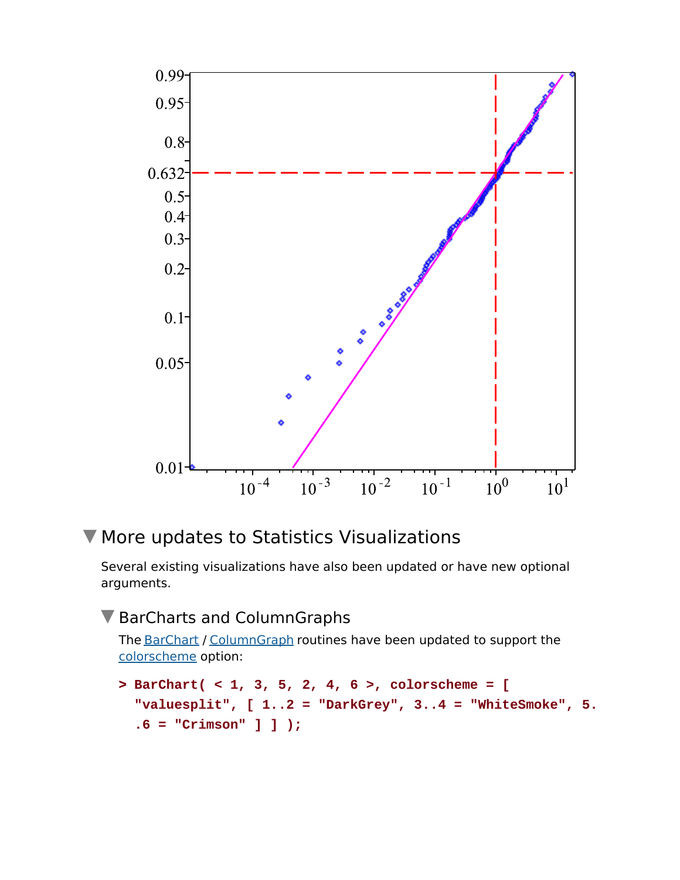## More updates to Statistics Visualizations

Several existing visualizations have also been updated or have new optional arguments.

### BarCharts and ColumnGraphs

The BarChart / ColumnGraph routines have been updated to support the colorscheme option:

```
> BarChart( < 1, 3, 5, 2, 4, 6 >, colorscheme = [
  "valuesplit", [ 1..2 = "DarkGrey", 3..4 = "WhiteSmoke", 5.
  .6 = "Crimson" ] ] );
```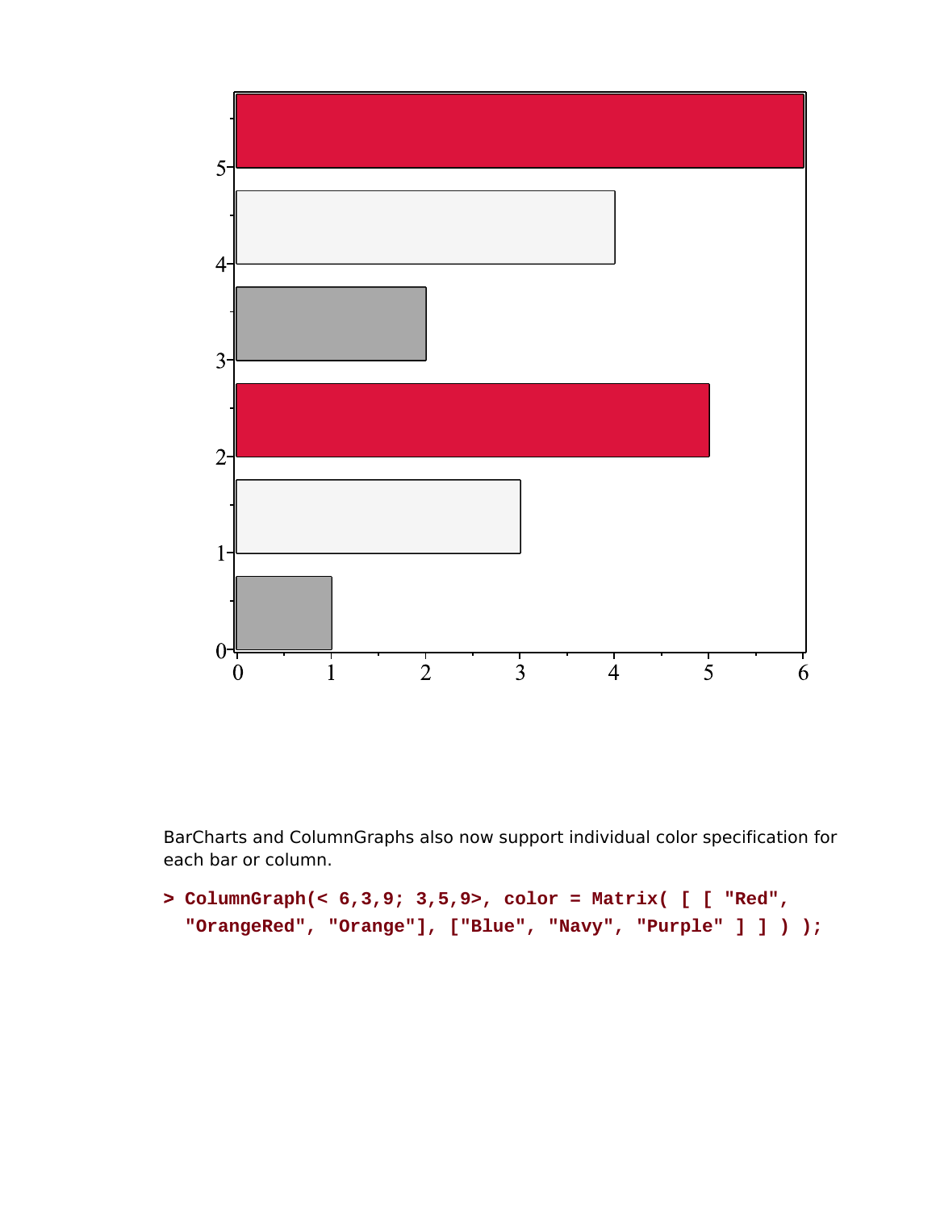BarCharts and ColumnGraphs also now support individual color specification for each bar or column.

```
> ColumnGraph(< 6,3,9; 3,5,9>, color = Matrix( [ [ "Red",
  "OrangeRed", "Orange"], ["Blue", "Navy", "Purple" ] ] ) );
```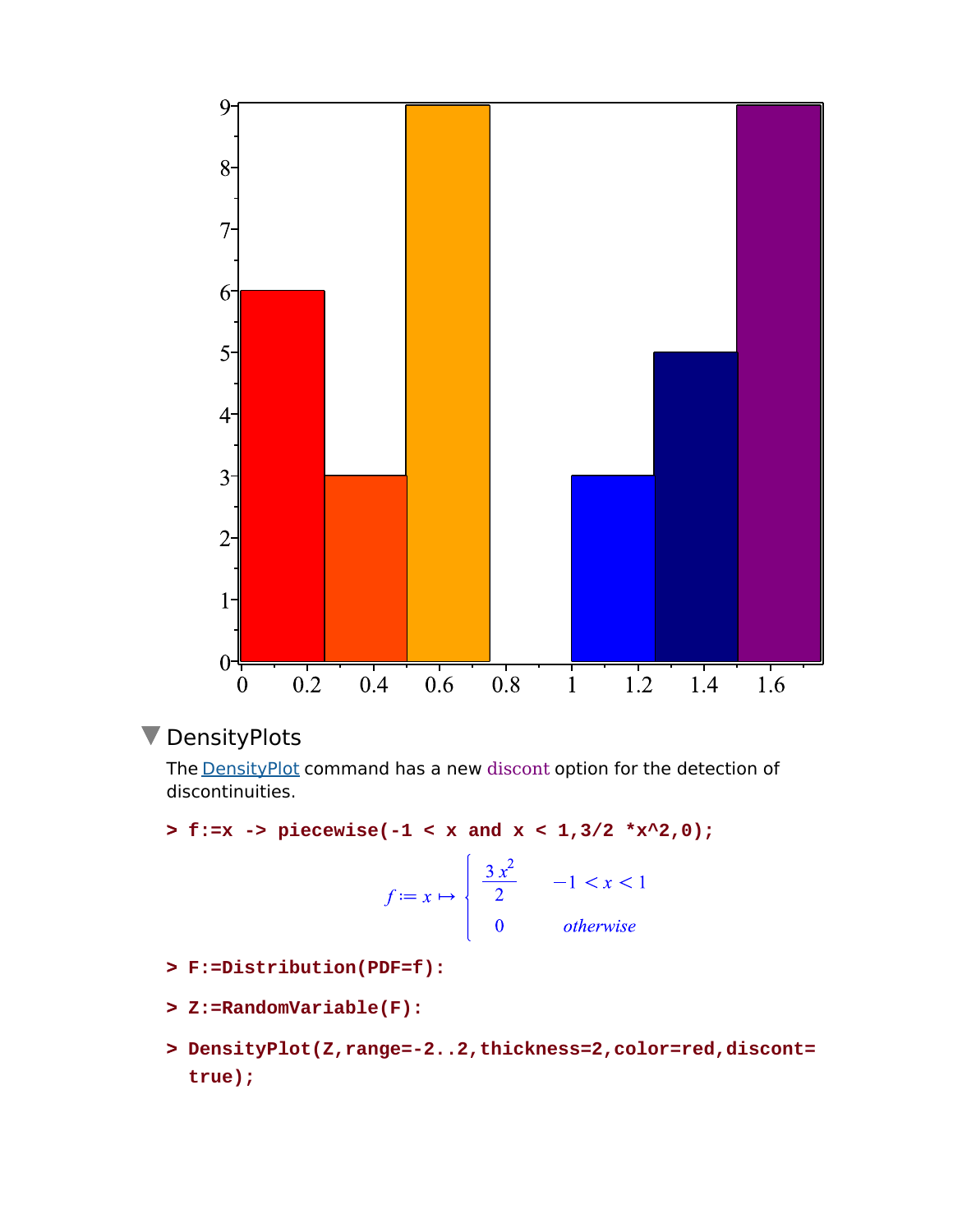## DensityPlots

The DensityPlot command has a new discont option for the detection of discontinuities.

```
> f:=x -> piecewise(-1 < x and x < 1,3/2 *x^2,0);
```

$$f := x \mapsto \begin{cases} \frac{3x^2}{2} & -1 < x < 1 \\ 0 & otherwise \end{cases}$$

```
> F:=Distribution(PDF=f):
```

```
> Z:=RandomVariable(F):
```

```
> DensityPlot(Z,range=-2..2,thickness=2,color=red,discont=
  true);
```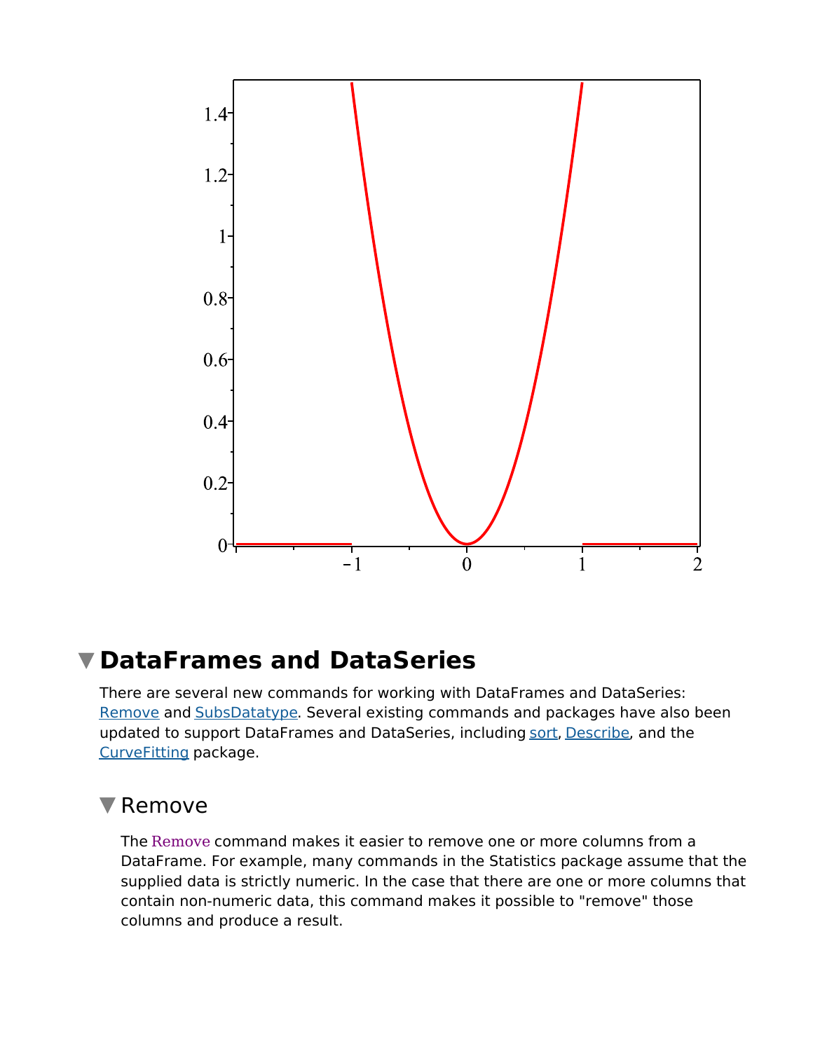## DataFrames and DataSeries

There are several new commands for working with DataFrames and DataSeries: Remove and SubsDatatype. Several existing commands and packages have also been updated to support DataFrames and DataSeries, including sort, Describe, and the CurveFitting package.

### Remove

The Remove command makes it easier to remove one or more columns from a DataFrame. For example, many commands in the Statistics package assume that the supplied data is strictly numeric. In the case that there are one or more columns that contain non-numeric data, this command makes it possible to "remove" those columns and produce a result.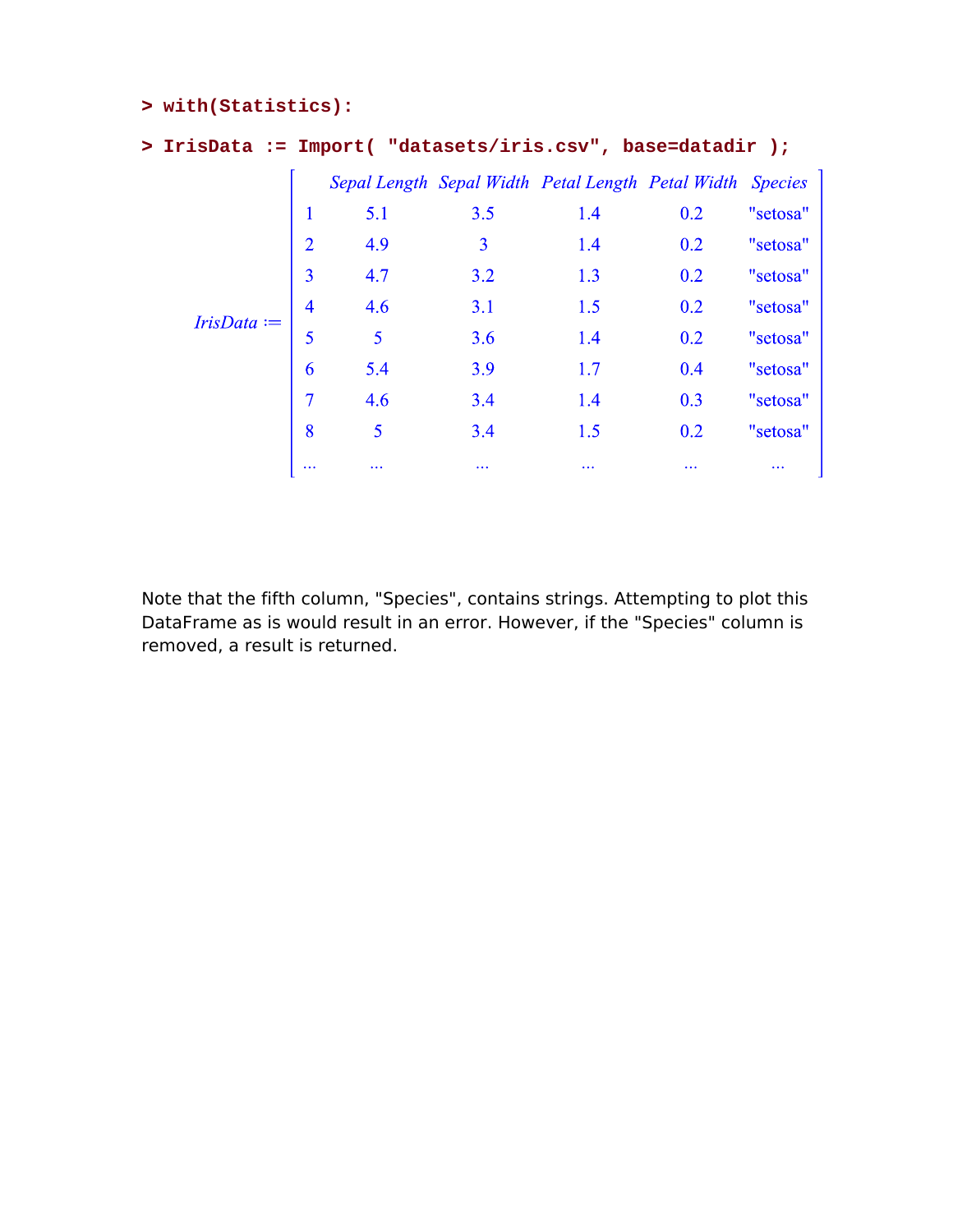```
> with(Statistics):
> IrisData := Import( "datasets/iris.csv", base=datadir );
```

*IrisData* :=

| | Sepal Length | Sepal Width | Petal Length | Petal Width | Species |
|---|---|---|---|---|---|
| 1 | 5.1 | 3.5 | 1.4 | 0.2 | "setosa" |
| 2 | 4.9 | 3 | 1.4 | 0.2 | "setosa" |
| 3 | 4.7 | 3.2 | 1.3 | 0.2 | "setosa" |
| 4 | 4.6 | 3.1 | 1.5 | 0.2 | "setosa" |
| 5 | 5 | 3.6 | 1.4 | 0.2 | "setosa" |
| 6 | 5.4 | 3.9 | 1.7 | 0.4 | "setosa" |
| 7 | 4.6 | 3.4 | 1.4 | 0.3 | "setosa" |
| 8 | 5 | 3.4 | 1.5 | 0.2 | "setosa" |
| ... | ... | ... | ... | ... | ... |

Note that the fifth column, "Species", contains strings. Attempting to plot this DataFrame as is would result in an error. However, if the "Species" column is removed, a result is returned.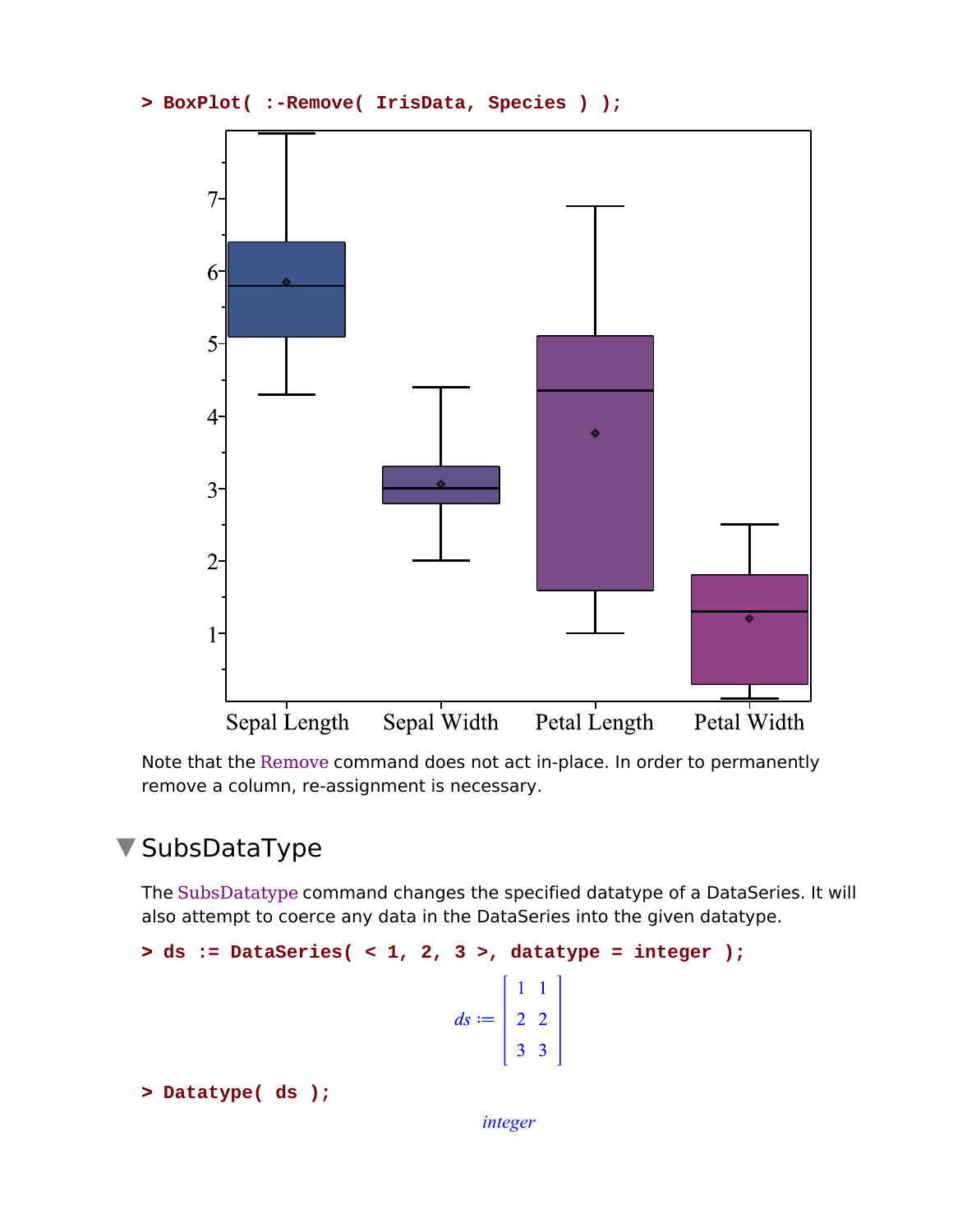```
> BoxPlot( :-Remove( IrisData, Species ) );
```

Note that the Remove command does not act in-place. In order to permanently remove a column, re-assignment is necessary.

## SubsDataType

The SubsDatatype command changes the specified datatype of a DataSeries. It will also attempt to coerce any data in the DataSeries into the given datatype.

```
> ds := DataSeries( < 1, 2, 3 >, datatype = integer );
```

$$ds := \begin{bmatrix} 1 & 1 \\ 2 & 2 \\ 3 & 3 \end{bmatrix}$$

```
> Datatype( ds );
```

$$integer$$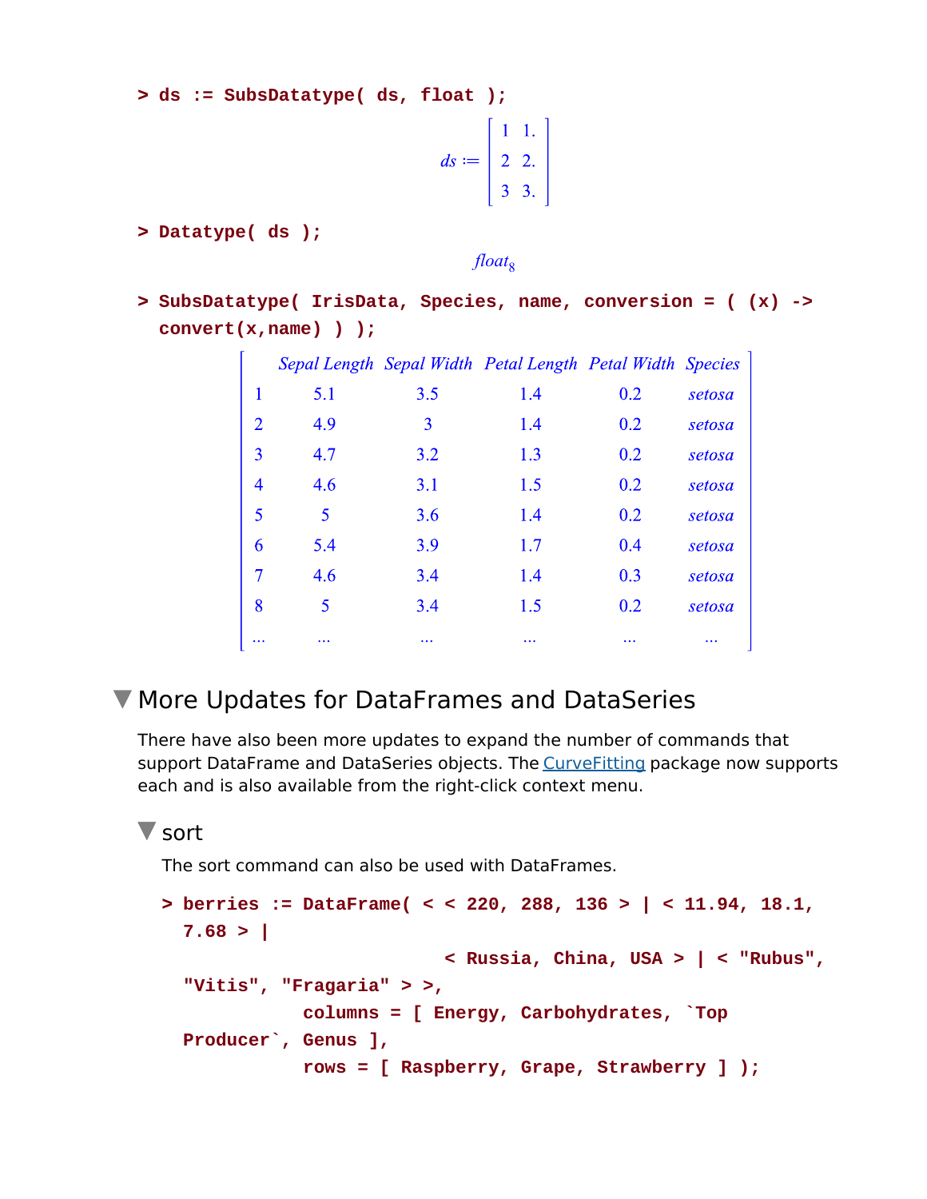```
> ds := SubsDatatype( ds, float );
```

$$ds := \begin{bmatrix} 1 & 1. \\ 2 & 2. \\ 3 & 3. \end{bmatrix}$$

```
> Datatype( ds );
```

$$float_8$$

```
> SubsDatatype( IrisData, Species, name, conversion = ( (x) -> convert(x,name) ) );
```

| | Sepal Length | Sepal Width | Petal Length | Petal Width | Species |
|---|---|---|---|---|---|
| 1 | 5.1 | 3.5 | 1.4 | 0.2 | setosa |
| 2 | 4.9 | 3 | 1.4 | 0.2 | setosa |
| 3 | 4.7 | 3.2 | 1.3 | 0.2 | setosa |
| 4 | 4.6 | 3.1 | 1.5 | 0.2 | setosa |
| 5 | 5 | 3.6 | 1.4 | 0.2 | setosa |
| 6 | 5.4 | 3.9 | 1.7 | 0.4 | setosa |
| 7 | 4.6 | 3.4 | 1.4 | 0.3 | setosa |
| 8 | 5 | 3.4 | 1.5 | 0.2 | setosa |
| ... | ... | ... | ... | ... | ... |

## More Updates for DataFrames and DataSeries

There have also been more updates to expand the number of commands that support DataFrame and DataSeries objects. The CurveFitting package now supports each and is also available from the right-click context menu.

### sort

The sort command can also be used with DataFrames.

```
> berries := DataFrame( < < 220, 288, 136 > | < 11.94, 18.1, 7.68 > |
                         < Russia, China, USA > | < "Rubus", "Vitis", "Fragaria" > >,
           columns = [ Energy, Carbohydrates, `Top Producer`, Genus ],
           rows = [ Raspberry, Grape, Strawberry ] );
```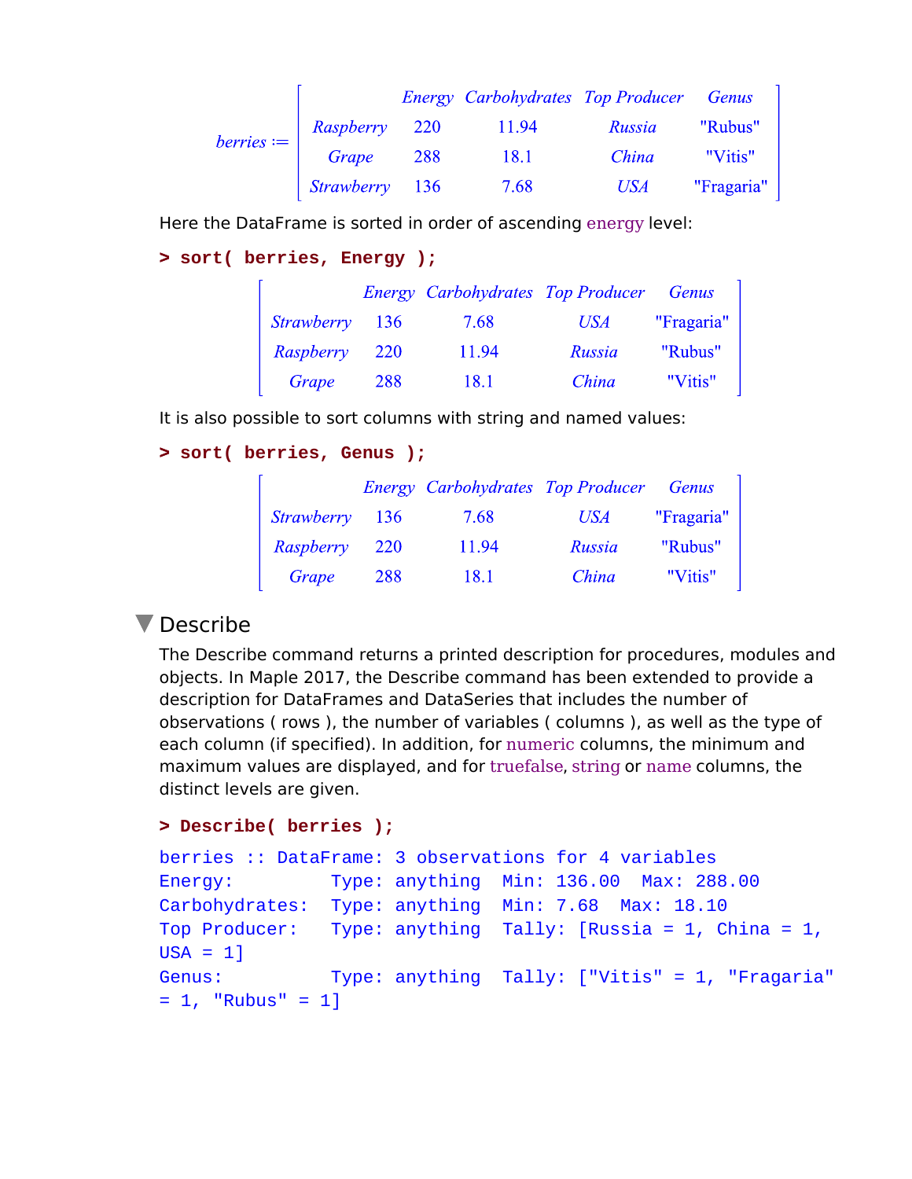berries :=

| | Energy | Carbohydrates | Top Producer | Genus |
|---|---|---|---|---|
| Raspberry | 220 | 11.94 | Russia | "Rubus" |
| Grape | 288 | 18.1 | China | "Vitis" |
| Strawberry | 136 | 7.68 | USA | "Fragaria" |

Here the DataFrame is sorted in order of ascending energy level:

```
> sort( berries, Energy );
```

| | Energy | Carbohydrates | Top Producer | Genus |
|---|---|---|---|---|
| Strawberry | 136 | 7.68 | USA | "Fragaria" |
| Raspberry | 220 | 11.94 | Russia | "Rubus" |
| Grape | 288 | 18.1 | China | "Vitis" |

It is also possible to sort columns with string and named values:

```
> sort( berries, Genus );
```

| | Energy | Carbohydrates | Top Producer | Genus |
|---|---|---|---|---|
| Strawberry | 136 | 7.68 | USA | "Fragaria" |
| Raspberry | 220 | 11.94 | Russia | "Rubus" |
| Grape | 288 | 18.1 | China | "Vitis" |

## Describe

The Describe command returns a printed description for procedures, modules and objects. In Maple 2017, the Describe command has been extended to provide a description for DataFrames and DataSeries that includes the number of observations ( rows ), the number of variables ( columns ), as well as the type of each column (if specified). In addition, for numeric columns, the minimum and maximum values are displayed, and for truefalse, string or name columns, the distinct levels are given.

```
> Describe( berries );
```

```
berries :: DataFrame: 3 observations for 4 variables
Energy:         Type: anything  Min: 136.00  Max: 288.00
Carbohydrates:  Type: anything  Min: 7.68  Max: 18.10
Top Producer:   Type: anything  Tally: [Russia = 1, China = 1,
USA = 1]
Genus:          Type: anything  Tally: ["Vitis" = 1, "Fragaria"
= 1, "Rubus" = 1]
```